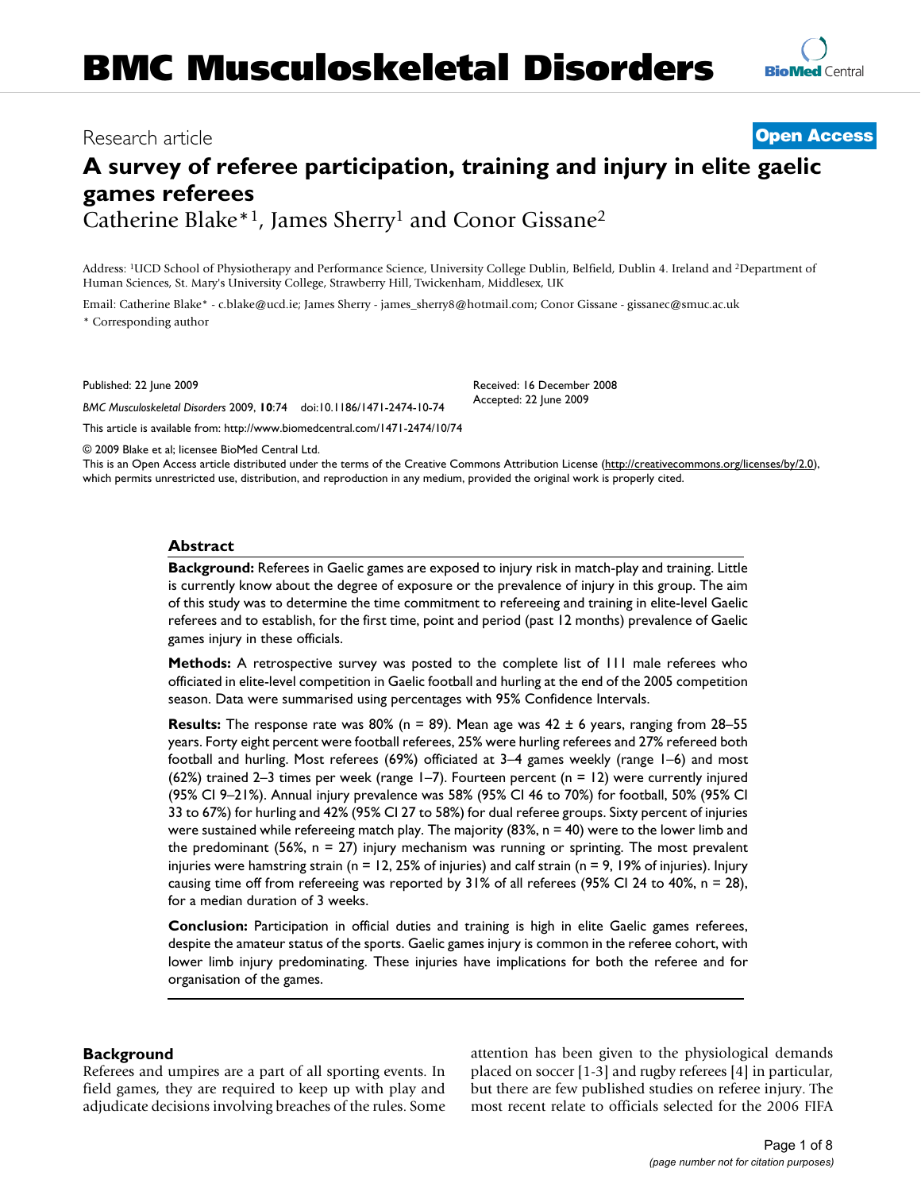# BMC Musculoskeletal Disorders

Research article

**Open Access**

# A survey of referee participation, training and injury in elite gaelic games referees

Catherine Blake*[1], James Sherry[1] and Conor Gissane[2]

Address: [1]UCD School of Physiotherapy and Performance Science, University College Dublin, Belfield, Dublin 4. Ireland and [2]Department of Human Sciences, St. Mary's University College, Strawberry Hill, Twickenham, Middlesex, UK

Email: Catherine Blake* - c.blake@ucd.ie; James Sherry - james_sherry8@hotmail.com; Conor Gissane - gissanec@smuc.ac.uk

* Corresponding author

Published: 22 June 2009

*BMC Musculoskeletal Disorders* 2009, **10**:74 doi:10.1186/1471-2474-10-74

Received: 16 December 2008
Accepted: 22 June 2009

This article is available from: http://www.biomedcentral.com/1471-2474/10/74

© 2009 Blake et al; licensee BioMed Central Ltd.

This is an Open Access article distributed under the terms of the Creative Commons Attribution License (http://creativecommons.org/licenses/by/2.0), which permits unrestricted use, distribution, and reproduction in any medium, provided the original work is properly cited.

## Abstract

**Background:** Referees in Gaelic games are exposed to injury risk in match-play and training. Little is currently know about the degree of exposure or the prevalence of injury in this group. The aim of this study was to determine the time commitment to refereeing and training in elite-level Gaelic referees and to establish, for the first time, point and period (past 12 months) prevalence of Gaelic games injury in these officials.

**Methods:** A retrospective survey was posted to the complete list of 111 male referees who officiated in elite-level competition in Gaelic football and hurling at the end of the 2005 competition season. Data were summarised using percentages with 95% Confidence Intervals.

**Results:** The response rate was 80% (n = 89). Mean age was 42 ± 6 years, ranging from 28–55 years. Forty eight percent were football referees, 25% were hurling referees and 27% refereed both football and hurling. Most referees (69%) officiated at 3–4 games weekly (range 1–6) and most (62%) trained 2–3 times per week (range 1–7). Fourteen percent (n = 12) were currently injured (95% CI 9–21%). Annual injury prevalence was 58% (95% CI 46 to 70%) for football, 50% (95% CI 33 to 67%) for hurling and 42% (95% CI 27 to 58%) for dual referee groups. Sixty percent of injuries were sustained while refereeing match play. The majority (83%, n = 40) were to the lower limb and the predominant (56%, n = 27) injury mechanism was running or sprinting. The most prevalent injuries were hamstring strain (n = 12, 25% of injuries) and calf strain (n = 9, 19% of injuries). Injury causing time off from refereeing was reported by 31% of all referees (95% CI 24 to 40%, n = 28), for a median duration of 3 weeks.

**Conclusion:** Participation in official duties and training is high in elite Gaelic games referees, despite the amateur status of the sports. Gaelic games injury is common in the referee cohort, with lower limb injury predominating. These injuries have implications for both the referee and for organisation of the games.

## Background

Referees and umpires are a part of all sporting events. In field games, they are required to keep up with play and adjudicate decisions involving breaches of the rules. Some attention has been given to the physiological demands placed on soccer [1-3] and rugby referees [4] in particular, but there are few published studies on referee injury. The most recent relate to officials selected for the 2006 FIFA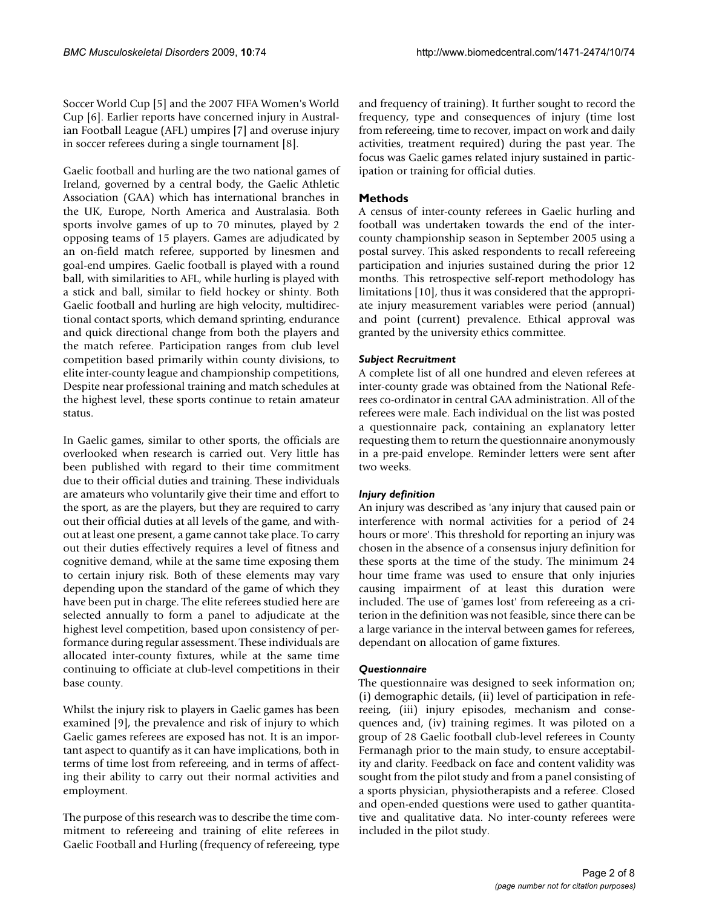Soccer World Cup [5] and the 2007 FIFA Women's World Cup [6]. Earlier reports have concerned injury in Australian Football League (AFL) umpires [7] and overuse injury in soccer referees during a single tournament [8].

Gaelic football and hurling are the two national games of Ireland, governed by a central body, the Gaelic Athletic Association (GAA) which has international branches in the UK, Europe, North America and Australasia. Both sports involve games of up to 70 minutes, played by 2 opposing teams of 15 players. Games are adjudicated by an on-field match referee, supported by linesmen and goal-end umpires. Gaelic football is played with a round ball, with similarities to AFL, while hurling is played with a stick and ball, similar to field hockey or shinty. Both Gaelic football and hurling are high velocity, multidirectional contact sports, which demand sprinting, endurance and quick directional change from both the players and the match referee. Participation ranges from club level competition based primarily within county divisions, to elite inter-county league and championship competitions, Despite near professional training and match schedules at the highest level, these sports continue to retain amateur status.

In Gaelic games, similar to other sports, the officials are overlooked when research is carried out. Very little has been published with regard to their time commitment due to their official duties and training. These individuals are amateurs who voluntarily give their time and effort to the sport, as are the players, but they are required to carry out their official duties at all levels of the game, and without at least one present, a game cannot take place. To carry out their duties effectively requires a level of fitness and cognitive demand, while at the same time exposing them to certain injury risk. Both of these elements may vary depending upon the standard of the game of which they have been put in charge. The elite referees studied here are selected annually to form a panel to adjudicate at the highest level competition, based upon consistency of performance during regular assessment. These individuals are allocated inter-county fixtures, while at the same time continuing to officiate at club-level competitions in their base county.

Whilst the injury risk to players in Gaelic games has been examined [9], the prevalence and risk of injury to which Gaelic games referees are exposed has not. It is an important aspect to quantify as it can have implications, both in terms of time lost from refereeing, and in terms of affecting their ability to carry out their normal activities and employment.

The purpose of this research was to describe the time commitment to refereeing and training of elite referees in Gaelic Football and Hurling (frequency of refereeing, type and frequency of training). It further sought to record the frequency, type and consequences of injury (time lost from refereeing, time to recover, impact on work and daily activities, treatment required) during the past year. The focus was Gaelic games related injury sustained in participation or training for official duties.

## Methods

A census of inter-county referees in Gaelic hurling and football was undertaken towards the end of the inter-county championship season in September 2005 using a postal survey. This asked respondents to recall refereeing participation and injuries sustained during the prior 12 months. This retrospective self-report methodology has limitations [10], thus it was considered that the appropriate injury measurement variables were period (annual) and point (current) prevalence. Ethical approval was granted by the university ethics committee.

### *Subject Recruitment*

A complete list of all one hundred and eleven referees at inter-county grade was obtained from the National Referees co-ordinator in central GAA administration. All of the referees were male. Each individual on the list was posted a questionnaire pack, containing an explanatory letter requesting them to return the questionnaire anonymously in a pre-paid envelope. Reminder letters were sent after two weeks.

### *Injury definition*

An injury was described as 'any injury that caused pain or interference with normal activities for a period of 24 hours or more'. This threshold for reporting an injury was chosen in the absence of a consensus injury definition for these sports at the time of the study. The minimum 24 hour time frame was used to ensure that only injuries causing impairment of at least this duration were included. The use of 'games lost' from refereeing as a criterion in the definition was not feasible, since there can be a large variance in the interval between games for referees, dependant on allocation of game fixtures.

### *Questionnaire*

The questionnaire was designed to seek information on; (i) demographic details, (ii) level of participation in refereeing, (iii) injury episodes, mechanism and consequences and, (iv) training regimes. It was piloted on a group of 28 Gaelic football club-level referees in County Fermanagh prior to the main study, to ensure acceptability and clarity. Feedback on face and content validity was sought from the pilot study and from a panel consisting of a sports physician, physiotherapists and a referee. Closed and open-ended questions were used to gather quantitative and qualitative data. No inter-county referees were included in the pilot study.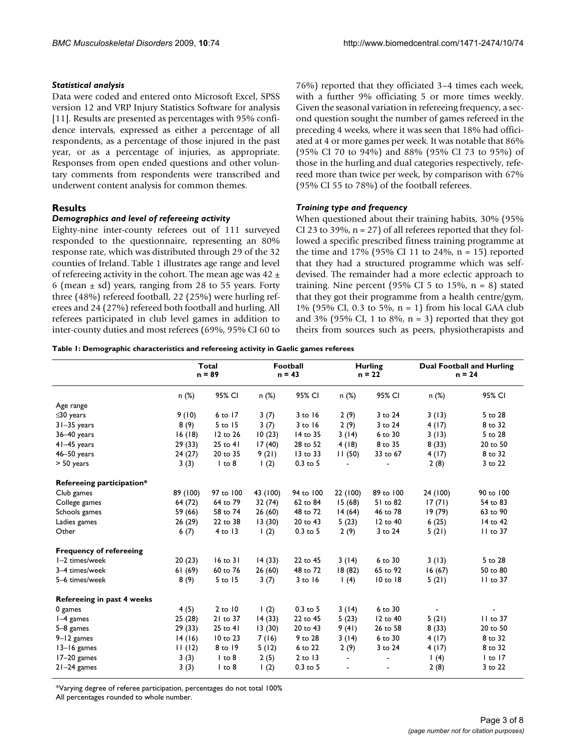### *Statistical analysis*

Data were coded and entered onto Microsoft Excel, SPSS version 12 and VRP Injury Statistics Software for analysis [11]. Results are presented as percentages with 95% confidence intervals, expressed as either a percentage of all respondents, as a percentage of those injured in the past year, or as a percentage of injuries, as appropriate. Responses from open ended questions and other voluntary comments from respondents were transcribed and underwent content analysis for common themes.

## Results

### *Demographics and level of refereeing activity*

Eighty-nine inter-county referees out of 111 surveyed responded to the questionnaire, representing an 80% response rate, which was distributed through 29 of the 32 counties of Ireland. Table 1 illustrates age range and level of refereeing activity in the cohort. The mean age was 42 ± 6 (mean ± sd) years, ranging from 28 to 55 years. Forty three (48%) refereed football, 22 (25%) were hurling referees and 24 (27%) refereed both football and hurling. All referees participated in club level games in addition to inter-county duties and most referees (69%, 95% CI 60 to 76%) reported that they officiated 3–4 times each week, with a further 9% officiating 5 or more times weekly. Given the seasonal variation in refereeing frequency, a second question sought the number of games refereed in the preceding 4 weeks, where it was seen that 18% had officiated at 4 or more games per week. It was notable that 86% (95% CI 70 to 94%) and 88% (95% CI 73 to 95%) of those in the hurling and dual categories respectively, refereed more than twice per week, by comparison with 67% (95% CI 55 to 78%) of the football referees.

### *Training type and frequency*

When questioned about their training habits, 30% (95% CI 23 to 39%, n = 27) of all referees reported that they followed a specific prescribed fitness training programme at the time and 17% (95% CI 11 to 24%, n = 15) reported that they had a structured programme which was self-devised. The remainder had a more eclectic approach to training. Nine percent (95% CI 5 to 15%, n = 8) stated that they got their programme from a health centre/gym, 1% (95% CI, 0.3 to 5%, n = 1) from his local GAA club and 3% (95% CI, 1 to 8%, n = 3) reported that they got theirs from sources such as peers, physiotherapists and

**Table 1: Demographic characteristics and refereeing activity in Gaelic games referees**

| | Total n = 89 | | Football n = 43 | | Hurling n = 22 | | Dual Football and Hurling n = 24 | |
|---|---|---|---|---|---|---|---|---|
| | n (%) | 95% CI | n (%) | 95% CI | n (%) | 95% CI | n (%) | 95% CI |
| Age range | | | | | | | | |
| ≤30 years | 9 (10) | 6 to 17 | 3 (7) | 3 to 16 | 2 (9) | 3 to 24 | 3 (13) | 5 to 28 |
| 31–35 years | 8 (9) | 5 to 15 | 3 (7) | 3 to 16 | 2 (9) | 3 to 24 | 4 (17) | 8 to 32 |
| 36–40 years | 16 (18) | 12 to 26 | 10 (23) | 14 to 35 | 3 (14) | 6 to 30 | 3 (13) | 5 to 28 |
| 41–45 years | 29 (33) | 25 to 41 | 17 (40) | 28 to 52 | 4 (18) | 8 to 35 | 8 (33) | 20 to 50 |
| 46–50 years | 24 (27) | 20 to 35 | 9 (21) | 13 to 33 | 11 (50) | 33 to 67 | 4 (17) | 8 to 32 |
| > 50 years | 3 (3) | 1 to 8 | 1 (2) | 0.3 to 5 | - | - | 2 (8) | 3 to 22 |
| **Refereeing participation*** | | | | | | | | |
| Club games | 89 (100) | 97 to 100 | 43 (100) | 94 to 100 | 22 (100) | 89 to 100 | 24 (100) | 90 to 100 |
| College games | 64 (72) | 64 to 79 | 32 (74) | 62 to 84 | 15 (68) | 51 to 82 | 17 (71) | 54 to 83 |
| Schools games | 59 (66) | 58 to 74 | 26 (60) | 48 to 72 | 14 (64) | 46 to 78 | 19 (79) | 63 to 90 |
| Ladies games | 26 (29) | 22 to 38 | 13 (30) | 20 to 43 | 5 (23) | 12 to 40 | 6 (25) | 14 to 42 |
| Other | 6 (7) | 4 to 13 | 1 (2) | 0.3 to 5 | 2 (9) | 3 to 24 | 5 (21) | 11 to 37 |
| **Frequency of refereeing** | | | | | | | | |
| 1–2 times/week | 20 (23) | 16 to 31 | 14 (33) | 22 to 45 | 3 (14) | 6 to 30 | 3 (13) | 5 to 28 |
| 3–4 times/week | 61 (69) | 60 to 76 | 26 (60) | 48 to 72 | 18 (82) | 65 to 92 | 16 (67) | 50 to 80 |
| 5–6 times/week | 8 (9) | 5 to 15 | 3 (7) | 3 to 16 | 1 (4) | 10 to 18 | 5 (21) | 11 to 37 |
| **Refereeing in past 4 weeks** | | | | | | | | |
| 0 games | 4 (5) | 2 to 10 | 1 (2) | 0.3 to 5 | 3 (14) | 6 to 30 | - | - |
| 1–4 games | 25 (28) | 21 to 37 | 14 (33) | 22 to 45 | 5 (23) | 12 to 40 | 5 (21) | 11 to 37 |
| 5–8 games | 29 (33) | 25 to 41 | 13 (30) | 20 to 43 | 9 (41) | 26 to 58 | 8 (33) | 20 to 50 |
| 9–12 games | 14 (16) | 10 to 23 | 7 (16) | 9 to 28 | 3 (14) | 6 to 30 | 4 (17) | 8 to 32 |
| 13–16 games | 11 (12) | 8 to 19 | 5 (12) | 6 to 22 | 2 (9) | 3 to 24 | 4 (17) | 8 to 32 |
| 17–20 games | 3 (3) | 1 to 8 | 2 (5) | 2 to 13 | - | - | 1 (4) | 1 to 17 |
| 21–24 games | 3 (3) | 1 to 8 | 1 (2) | 0.3 to 5 | - | - | 2 (8) | 3 to 22 |

*Varying degree of referee participation, percentages do not total 100%
All percentages rounded to whole number.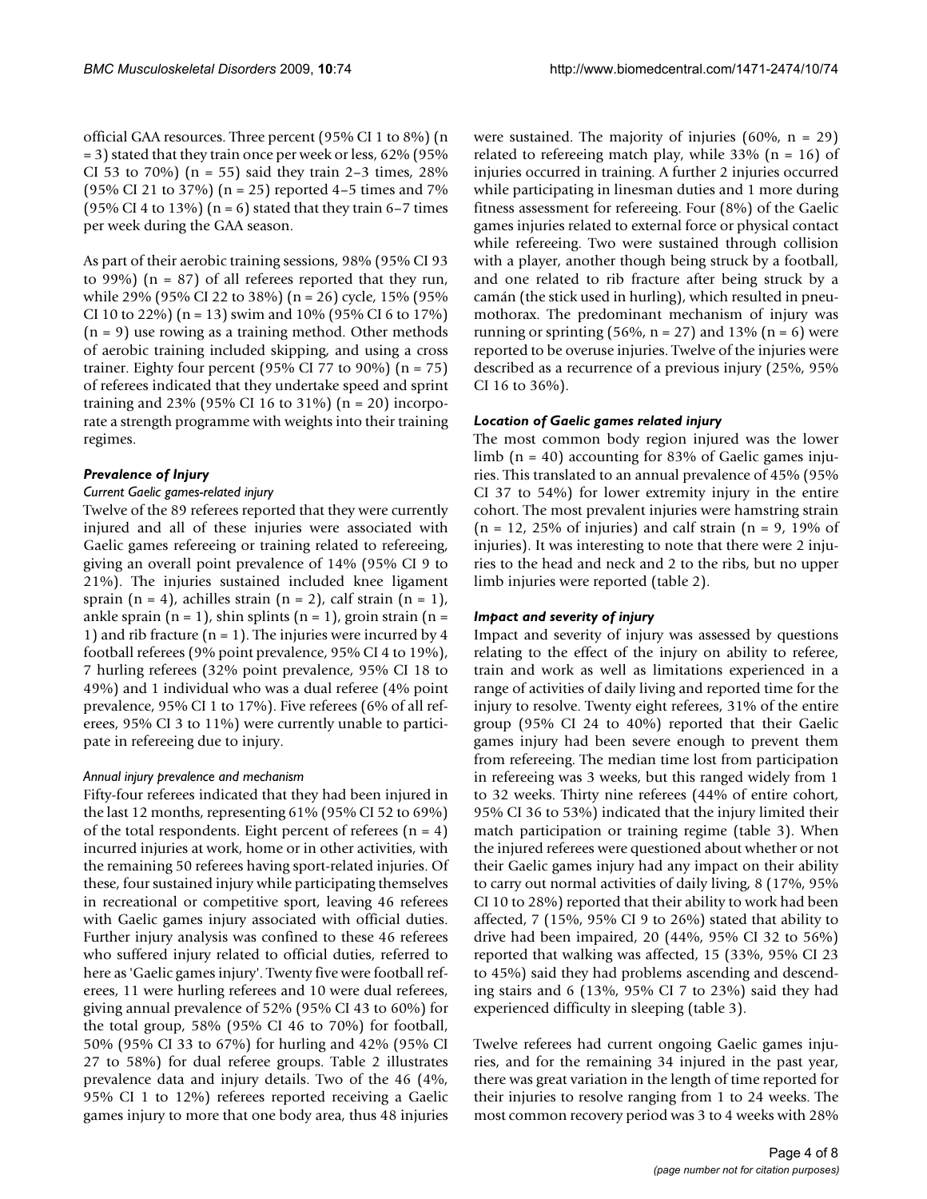official GAA resources. Three percent (95% CI 1 to 8%) (n = 3) stated that they train once per week or less, 62% (95% CI 53 to 70%) (n = 55) said they train 2–3 times, 28% (95% CI 21 to 37%) (n = 25) reported 4–5 times and 7% (95% CI 4 to 13%) (n = 6) stated that they train 6–7 times per week during the GAA season.

As part of their aerobic training sessions, 98% (95% CI 93 to 99%) (n = 87) of all referees reported that they run, while 29% (95% CI 22 to 38%) (n = 26) cycle, 15% (95% CI 10 to 22%) (n = 13) swim and 10% (95% CI 6 to 17%) (n = 9) use rowing as a training method. Other methods of aerobic training included skipping, and using a cross trainer. Eighty four percent (95% CI 77 to 90%) (n = 75) of referees indicated that they undertake speed and sprint training and 23% (95% CI 16 to 31%) (n = 20) incorporate a strength programme with weights into their training regimes.

### *Prevalence of Injury*

#### *Current Gaelic games-related injury*

Twelve of the 89 referees reported that they were currently injured and all of these injuries were associated with Gaelic games refereeing or training related to refereeing, giving an overall point prevalence of 14% (95% CI 9 to 21%). The injuries sustained included knee ligament sprain (n = 4), achilles strain (n = 2), calf strain (n = 1), ankle sprain (n = 1), shin splints (n = 1), groin strain (n = 1) and rib fracture (n = 1). The injuries were incurred by 4 football referees (9% point prevalence, 95% CI 4 to 19%), 7 hurling referees (32% point prevalence, 95% CI 18 to 49%) and 1 individual who was a dual referee (4% point prevalence, 95% CI 1 to 17%). Five referees (6% of all referees, 95% CI 3 to 11%) were currently unable to participate in refereeing due to injury.

#### *Annual injury prevalence and mechanism*

Fifty-four referees indicated that they had been injured in the last 12 months, representing 61% (95% CI 52 to 69%) of the total respondents. Eight percent of referees (n = 4) incurred injuries at work, home or in other activities, with the remaining 50 referees having sport-related injuries. Of these, four sustained injury while participating themselves in recreational or competitive sport, leaving 46 referees with Gaelic games injury associated with official duties. Further injury analysis was confined to these 46 referees who suffered injury related to official duties, referred to here as 'Gaelic games injury'. Twenty five were football referees, 11 were hurling referees and 10 were dual referees, giving annual prevalence of 52% (95% CI 43 to 60%) for the total group, 58% (95% CI 46 to 70%) for football, 50% (95% CI 33 to 67%) for hurling and 42% (95% CI 27 to 58%) for dual referee groups. Table 2 illustrates prevalence data and injury details. Two of the 46 (4%, 95% CI 1 to 12%) referees reported receiving a Gaelic games injury to more that one body area, thus 48 injuries were sustained. The majority of injuries (60%, n = 29) related to refereeing match play, while 33% (n = 16) of injuries occurred in training. A further 2 injuries occurred while participating in linesman duties and 1 more during fitness assessment for refereeing. Four (8%) of the Gaelic games injuries related to external force or physical contact while refereeing. Two were sustained through collision with a player, another though being struck by a football, and one related to rib fracture after being struck by a camán (the stick used in hurling), which resulted in pneumothorax. The predominant mechanism of injury was running or sprinting (56%, n = 27) and 13% (n = 6) were reported to be overuse injuries. Twelve of the injuries were described as a recurrence of a previous injury (25%, 95% CI 16 to 36%).

### *Location of Gaelic games related injury*

The most common body region injured was the lower limb (n = 40) accounting for 83% of Gaelic games injuries. This translated to an annual prevalence of 45% (95% CI 37 to 54%) for lower extremity injury in the entire cohort. The most prevalent injuries were hamstring strain (n = 12, 25% of injuries) and calf strain (n = 9, 19% of injuries). It was interesting to note that there were 2 injuries to the head and neck and 2 to the ribs, but no upper limb injuries were reported (table 2).

### *Impact and severity of injury*

Impact and severity of injury was assessed by questions relating to the effect of the injury on ability to referee, train and work as well as limitations experienced in a range of activities of daily living and reported time for the injury to resolve. Twenty eight referees, 31% of the entire group (95% CI 24 to 40%) reported that their Gaelic games injury had been severe enough to prevent them from refereeing. The median time lost from participation in refereeing was 3 weeks, but this ranged widely from 1 to 32 weeks. Thirty nine referees (44% of entire cohort, 95% CI 36 to 53%) indicated that the injury limited their match participation or training regime (table 3). When the injured referees were questioned about whether or not their Gaelic games injury had any impact on their ability to carry out normal activities of daily living, 8 (17%, 95% CI 10 to 28%) reported that their ability to work had been affected, 7 (15%, 95% CI 9 to 26%) stated that ability to drive had been impaired, 20 (44%, 95% CI 32 to 56%) reported that walking was affected, 15 (33%, 95% CI 23 to 45%) said they had problems ascending and descending stairs and 6 (13%, 95% CI 7 to 23%) said they had experienced difficulty in sleeping (table 3).

Twelve referees had current ongoing Gaelic games injuries, and for the remaining 34 injured in the past year, there was great variation in the length of time reported for their injuries to resolve ranging from 1 to 24 weeks. The most common recovery period was 3 to 4 weeks with 28%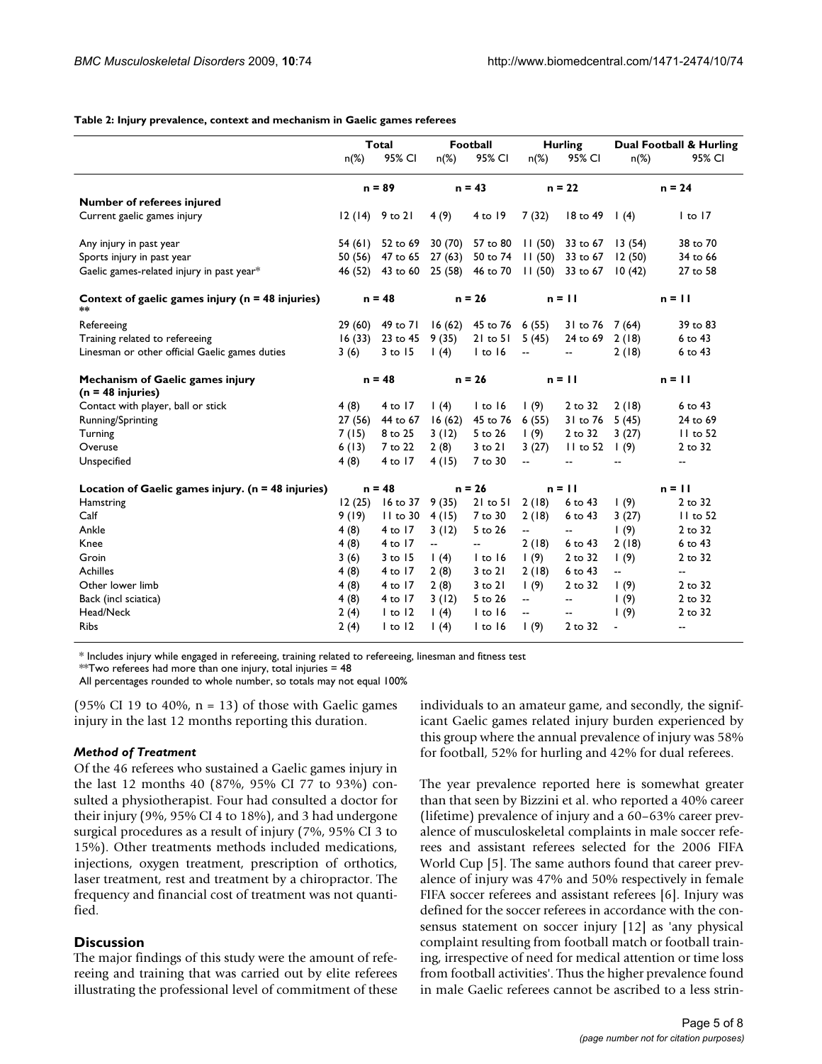**Table 2: Injury prevalence, context and mechanism in Gaelic games referees**

| | Total | | Football | | Hurling | | Dual Football & Hurling | |
|---|---|---|---|---|---|---|---|---|
| | n(%) | 95% CI | n(%) | 95% CI | n(%) | 95% CI | n(%) | 95% CI |
| | n = 89 | | n = 43 | | n = 22 | | n = 24 | |
| **Number of referees injured** | | | | | | | | |
| Current gaelic games injury | 12 (14) | 9 to 21 | 4 (9) | 4 to 19 | 7 (32) | 18 to 49 | 1 (4) | 1 to 17 |
| Any injury in past year | 54 (61) | 52 to 69 | 30 (70) | 57 to 80 | 11 (50) | 33 to 67 | 13 (54) | 38 to 70 |
| Sports injury in past year | 50 (56) | 47 to 65 | 27 (63) | 50 to 74 | 11 (50) | 33 to 67 | 12 (50) | 34 to 66 |
| Gaelic games-related injury in past year* | 46 (52) | 43 to 60 | 25 (58) | 46 to 70 | 11 (50) | 33 to 67 | 10 (42) | 27 to 58 |
| **Context of gaelic games injury (n = 48 injuries) \*\*** | n = 48 | | n = 26 | | n = 11 | | n = 11 | |
| Refereeing | 29 (60) | 49 to 71 | 16 (62) | 45 to 76 | 6 (55) | 31 to 76 | 7 (64) | 39 to 83 |
| Training related to refereeing | 16 (33) | 23 to 45 | 9 (35) | 21 to 51 | 5 (45) | 24 to 69 | 2 (18) | 6 to 43 |
| Linesman or other official Gaelic games duties | 3 (6) | 3 to 15 | 1 (4) | 1 to 16 | -- | -- | 2 (18) | 6 to 43 |
| **Mechanism of Gaelic games injury (n = 48 injuries)** | n = 48 | | n = 26 | | n = 11 | | n = 11 | |
| Contact with player, ball or stick | 4 (8) | 4 to 17 | 1 (4) | 1 to 16 | 1 (9) | 2 to 32 | 2 (18) | 6 to 43 |
| Running/Sprinting | 27 (56) | 44 to 67 | 16 (62) | 45 to 76 | 6 (55) | 31 to 76 | 5 (45) | 24 to 69 |
| Turning | 7 (15) | 8 to 25 | 3 (12) | 5 to 26 | 1 (9) | 2 to 32 | 3 (27) | 11 to 52 |
| Overuse | 6 (13) | 7 to 22 | 2 (8) | 3 to 21 | 3 (27) | 11 to 52 | 1 (9) | 2 to 32 |
| Unspecified | 4 (8) | 4 to 17 | 4 (15) | 7 to 30 | -- | -- | -- | -- |
| **Location of Gaelic games injury. (n = 48 injuries)** | n = 48 | | n = 26 | | n = 11 | | n = 11 | |
| Hamstring | 12 (25) | 16 to 37 | 9 (35) | 21 to 51 | 2 (18) | 6 to 43 | 1 (9) | 2 to 32 |
| Calf | 9 (19) | 11 to 30 | 4 (15) | 7 to 30 | 2 (18) | 6 to 43 | 3 (27) | 11 to 52 |
| Ankle | 4 (8) | 4 to 17 | 3 (12) | 5 to 26 | -- | -- | 1 (9) | 2 to 32 |
| Knee | 4 (8) | 4 to 17 | -- | -- | 2 (18) | 6 to 43 | 2 (18) | 6 to 43 |
| Groin | 3 (6) | 3 to 15 | 1 (4) | 1 to 16 | 1 (9) | 2 to 32 | 1 (9) | 2 to 32 |
| Achilles | 4 (8) | 4 to 17 | 2 (8) | 3 to 21 | 2 (18) | 6 to 43 | -- | -- |
| Other lower limb | 4 (8) | 4 to 17 | 2 (8) | 3 to 21 | 1 (9) | 2 to 32 | 1 (9) | 2 to 32 |
| Back (incl sciatica) | 4 (8) | 4 to 17 | 3 (12) | 5 to 26 | -- | -- | 1 (9) | 2 to 32 |
| Head/Neck | 2 (4) | 1 to 12 | 1 (4) | 1 to 16 | -- | -- | 1 (9) | 2 to 32 |
| Ribs | 2 (4) | 1 to 12 | 1 (4) | 1 to 16 | 1 (9) | 2 to 32 | - | -- |

\* Includes injury while engaged in refereeing, training related to refereeing, linesman and fitness test

\*\*Two referees had more than one injury, total injuries = 48

All percentages rounded to whole number, so totals may not equal 100%

(95% CI 19 to 40%, n = 13) of those with Gaelic games injury in the last 12 months reporting this duration.

### *Method of Treatment*

Of the 46 referees who sustained a Gaelic games injury in the last 12 months 40 (87%, 95% CI 77 to 93%) consulted a physiotherapist. Four had consulted a doctor for their injury (9%, 95% CI 4 to 18%), and 3 had undergone surgical procedures as a result of injury (7%, 95% CI 3 to 15%). Other treatments methods included medications, injections, oxygen treatment, prescription of orthotics, laser treatment, rest and treatment by a chiropractor. The frequency and financial cost of treatment was not quantified.

## Discussion

The major findings of this study were the amount of refereeing and training that was carried out by elite referees illustrating the professional level of commitment of these individuals to an amateur game, and secondly, the significant Gaelic games related injury burden experienced by this group where the annual prevalence of injury was 58% for football, 52% for hurling and 42% for dual referees.

The year prevalence reported here is somewhat greater than that seen by Bizzini et al. who reported a 40% career (lifetime) prevalence of injury and a 60–63% career prevalence of musculoskeletal complaints in male soccer referees and assistant referees selected for the 2006 FIFA World Cup [5]. The same authors found that career prevalence of injury was 47% and 50% respectively in female FIFA soccer referees and assistant referees [6]. Injury was defined for the soccer referees in accordance with the consensus statement on soccer injury [12] as 'any physical complaint resulting from football match or football training, irrespective of need for medical attention or time loss from football activities'. Thus the higher prevalence found in male Gaelic referees cannot be ascribed to a less strin-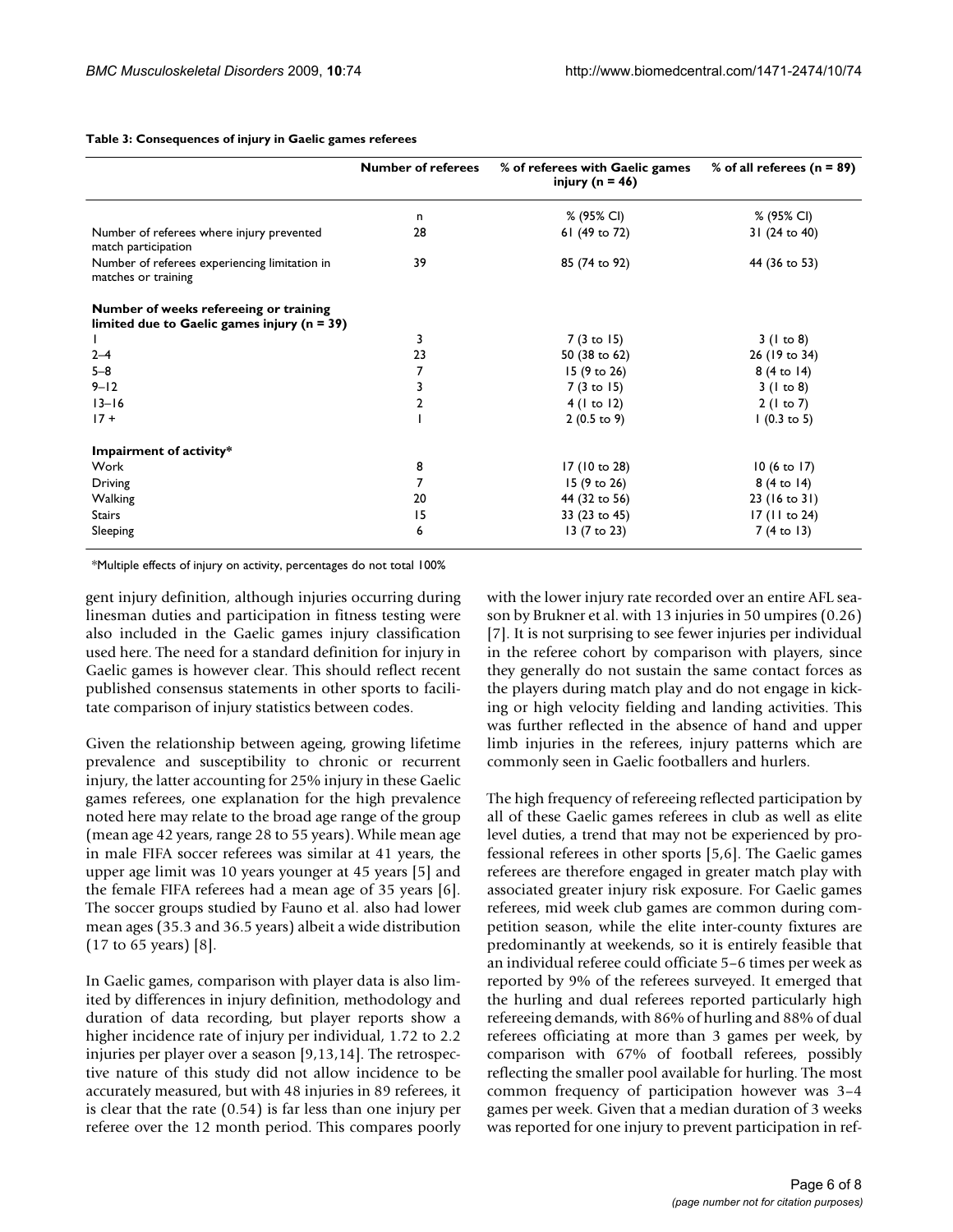**Table 3: Consequences of injury in Gaelic games referees**

| | Number of referees | % of referees with Gaelic games injury (n = 46) | % of all referees (n = 89) |
|---|---|---|---|
| | n | % (95% CI) | % (95% CI) |
| Number of referees where injury prevented match participation | 28 | 61 (49 to 72) | 31 (24 to 40) |
| Number of referees experiencing limitation in matches or training | 39 | 85 (74 to 92) | 44 (36 to 53) |
| **Number of weeks refereeing or training limited due to Gaelic games injury (n = 39)** | | | |
| 1 | 3 | 7 (3 to 15) | 3 (1 to 8) |
| 2–4 | 23 | 50 (38 to 62) | 26 (19 to 34) |
| 5–8 | 7 | 15 (9 to 26) | 8 (4 to 14) |
| 9–12 | 3 | 7 (3 to 15) | 3 (1 to 8) |
| 13–16 | 2 | 4 (1 to 12) | 2 (1 to 7) |
| 17 + | 1 | 2 (0.5 to 9) | 1 (0.3 to 5) |
| **Impairment of activity*** | | | |
| Work | 8 | 17 (10 to 28) | 10 (6 to 17) |
| Driving | 7 | 15 (9 to 26) | 8 (4 to 14) |
| Walking | 20 | 44 (32 to 56) | 23 (16 to 31) |
| Stairs | 15 | 33 (23 to 45) | 17 (11 to 24) |
| Sleeping | 6 | 13 (7 to 23) | 7 (4 to 13) |

*Multiple effects of injury on activity, percentages do not total 100%

gent injury definition, although injuries occurring during linesman duties and participation in fitness testing were also included in the Gaelic games injury classification used here. The need for a standard definition for injury in Gaelic games is however clear. This should reflect recent published consensus statements in other sports to facilitate comparison of injury statistics between codes.

Given the relationship between ageing, growing lifetime prevalence and susceptibility to chronic or recurrent injury, the latter accounting for 25% injury in these Gaelic games referees, one explanation for the high prevalence noted here may relate to the broad age range of the group (mean age 42 years, range 28 to 55 years). While mean age in male FIFA soccer referees was similar at 41 years, the upper age limit was 10 years younger at 45 years [5] and the female FIFA referees had a mean age of 35 years [6]. The soccer groups studied by Fauno et al. also had lower mean ages (35.3 and 36.5 years) albeit a wide distribution (17 to 65 years) [8].

In Gaelic games, comparison with player data is also limited by differences in injury definition, methodology and duration of data recording, but player reports show a higher incidence rate of injury per individual, 1.72 to 2.2 injuries per player over a season [9,13,14]. The retrospective nature of this study did not allow incidence to be accurately measured, but with 48 injuries in 89 referees, it is clear that the rate (0.54) is far less than one injury per referee over the 12 month period. This compares poorly with the lower injury rate recorded over an entire AFL season by Brukner et al. with 13 injuries in 50 umpires (0.26) [7]. It is not surprising to see fewer injuries per individual in the referee cohort by comparison with players, since they generally do not sustain the same contact forces as the players during match play and do not engage in kicking or high velocity fielding and landing activities. This was further reflected in the absence of hand and upper limb injuries in the referees, injury patterns which are commonly seen in Gaelic footballers and hurlers.

The high frequency of refereeing reflected participation by all of these Gaelic games referees in club as well as elite level duties, a trend that may not be experienced by professional referees in other sports [5,6]. The Gaelic games referees are therefore engaged in greater match play with associated greater injury risk exposure. For Gaelic games referees, mid week club games are common during competition season, while the elite inter-county fixtures are predominantly at weekends, so it is entirely feasible that an individual referee could officiate 5–6 times per week as reported by 9% of the referees surveyed. It emerged that the hurling and dual referees reported particularly high refereeing demands, with 86% of hurling and 88% of dual referees officiating at more than 3 games per week, by comparison with 67% of football referees, possibly reflecting the smaller pool available for hurling. The most common frequency of participation however was 3–4 games per week. Given that a median duration of 3 weeks was reported for one injury to prevent participation in ref-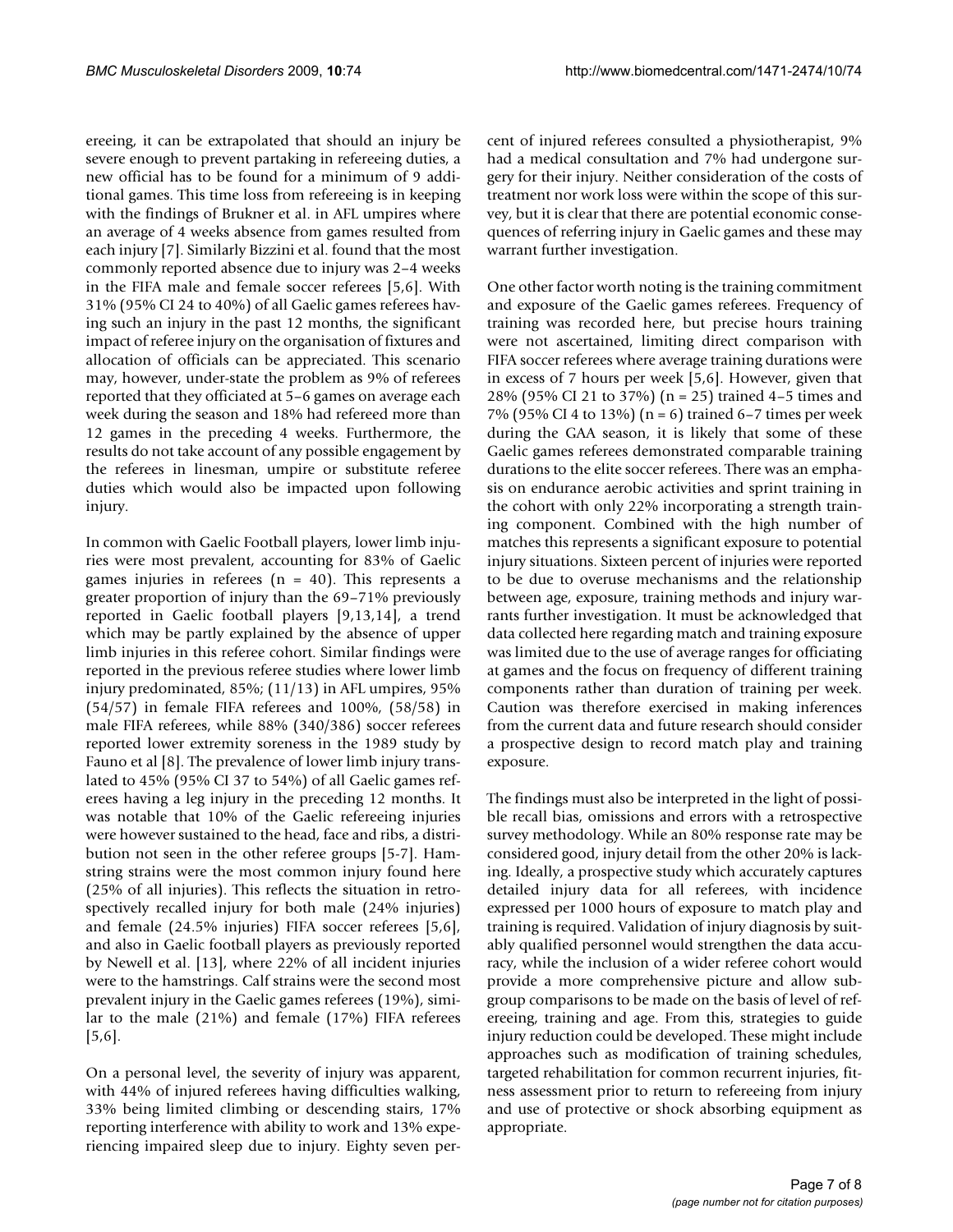ereeing, it can be extrapolated that should an injury be severe enough to prevent partaking in refereeing duties, a new official has to be found for a minimum of 9 additional games. This time loss from refereeing is in keeping with the findings of Brukner et al. in AFL umpires where an average of 4 weeks absence from games resulted from each injury [7]. Similarly Bizzini et al. found that the most commonly reported absence due to injury was 2–4 weeks in the FIFA male and female soccer referees [5,6]. With 31% (95% CI 24 to 40%) of all Gaelic games referees having such an injury in the past 12 months, the significant impact of referee injury on the organisation of fixtures and allocation of officials can be appreciated. This scenario may, however, under-state the problem as 9% of referees reported that they officiated at 5–6 games on average each week during the season and 18% had refereed more than 12 games in the preceding 4 weeks. Furthermore, the results do not take account of any possible engagement by the referees in linesman, umpire or substitute referee duties which would also be impacted upon following injury.

In common with Gaelic Football players, lower limb injuries were most prevalent, accounting for 83% of Gaelic games injuries in referees (n = 40). This represents a greater proportion of injury than the 69–71% previously reported in Gaelic football players [9,13,14], a trend which may be partly explained by the absence of upper limb injuries in this referee cohort. Similar findings were reported in the previous referee studies where lower limb injury predominated, 85%; (11/13) in AFL umpires, 95% (54/57) in female FIFA referees and 100%, (58/58) in male FIFA referees, while 88% (340/386) soccer referees reported lower extremity soreness in the 1989 study by Fauno et al [8]. The prevalence of lower limb injury translated to 45% (95% CI 37 to 54%) of all Gaelic games referees having a leg injury in the preceding 12 months. It was notable that 10% of the Gaelic refereeing injuries were however sustained to the head, face and ribs, a distribution not seen in the other referee groups [5-7]. Hamstring strains were the most common injury found here (25% of all injuries). This reflects the situation in retrospectively recalled injury for both male (24% injuries) and female (24.5% injuries) FIFA soccer referees [5,6], and also in Gaelic football players as previously reported by Newell et al. [13], where 22% of all incident injuries were to the hamstrings. Calf strains were the second most prevalent injury in the Gaelic games referees (19%), similar to the male (21%) and female (17%) FIFA referees [5,6].

On a personal level, the severity of injury was apparent, with 44% of injured referees having difficulties walking, 33% being limited climbing or descending stairs, 17% reporting interference with ability to work and 13% experiencing impaired sleep due to injury. Eighty seven percent of injured referees consulted a physiotherapist, 9% had a medical consultation and 7% had undergone surgery for their injury. Neither consideration of the costs of treatment nor work loss were within the scope of this survey, but it is clear that there are potential economic consequences of referring injury in Gaelic games and these may warrant further investigation.

One other factor worth noting is the training commitment and exposure of the Gaelic games referees. Frequency of training was recorded here, but precise hours training were not ascertained, limiting direct comparison with FIFA soccer referees where average training durations were in excess of 7 hours per week [5,6]. However, given that 28% (95% CI 21 to 37%) (n = 25) trained 4–5 times and 7% (95% CI 4 to 13%) (n = 6) trained 6–7 times per week during the GAA season, it is likely that some of these Gaelic games referees demonstrated comparable training durations to the elite soccer referees. There was an emphasis on endurance aerobic activities and sprint training in the cohort with only 22% incorporating a strength training component. Combined with the high number of matches this represents a significant exposure to potential injury situations. Sixteen percent of injuries were reported to be due to overuse mechanisms and the relationship between age, exposure, training methods and injury warrants further investigation. It must be acknowledged that data collected here regarding match and training exposure was limited due to the use of average ranges for officiating at games and the focus on frequency of different training components rather than duration of training per week. Caution was therefore exercised in making inferences from the current data and future research should consider a prospective design to record match play and training exposure.

The findings must also be interpreted in the light of possible recall bias, omissions and errors with a retrospective survey methodology. While an 80% response rate may be considered good, injury detail from the other 20% is lacking. Ideally, a prospective study which accurately captures detailed injury data for all referees, with incidence expressed per 1000 hours of exposure to match play and training is required. Validation of injury diagnosis by suitably qualified personnel would strengthen the data accuracy, while the inclusion of a wider referee cohort would provide a more comprehensive picture and allow subgroup comparisons to be made on the basis of level of refereeing, training and age. From this, strategies to guide injury reduction could be developed. These might include approaches such as modification of training schedules, targeted rehabilitation for common recurrent injuries, fitness assessment prior to return to refereeing from injury and use of protective or shock absorbing equipment as appropriate.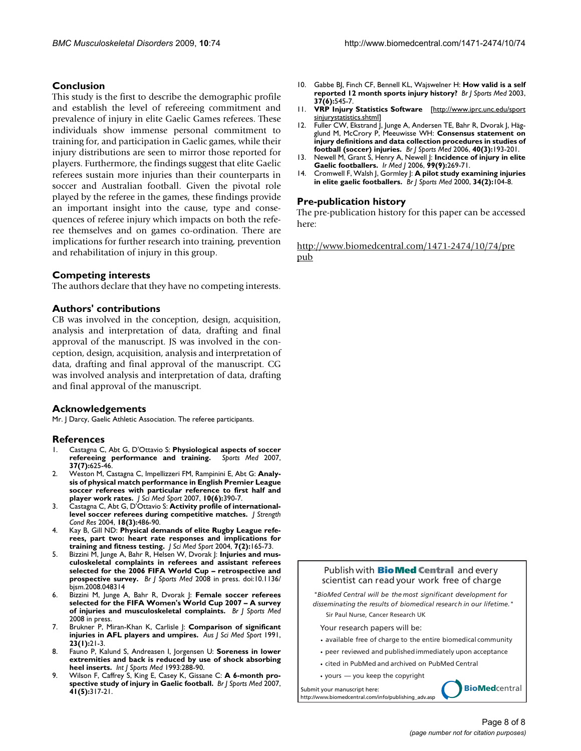## Conclusion

This study is the first to describe the demographic profile and establish the level of refereeing commitment and prevalence of injury in elite Gaelic Games referees. These individuals show immense personal commitment to training for, and participation in Gaelic games, while their injury distributions are seen to mirror those reported for players. Furthermore, the findings suggest that elite Gaelic referees sustain more injuries than their counterparts in soccer and Australian football. Given the pivotal role played by the referee in the games, these findings provide an important insight into the cause, type and consequences of referee injury which impacts on both the referee themselves and on games co-ordination. There are implications for further research into training, prevention and rehabilitation of injury in this group.

## Competing interests

The authors declare that they have no competing interests.

## Authors' contributions

CB was involved in the conception, design, acquisition, analysis and interpretation of data, drafting and final approval of the manuscript. JS was involved in the conception, design, acquisition, analysis and interpretation of data, drafting and final approval of the manuscript. CG was involved analysis and interpretation of data, drafting and final approval of the manuscript.

## Acknowledgements

Mr. J Darcy, Gaelic Athletic Association. The referee participants.

## References

1. Castagna C, Abt G, D'Ottavio S: **Physiological aspects of soccer refereeing performance and training.** *Sports Med* 2007, **37(7):**625-46.
2. Weston M, Castagna C, Impellizzeri FM, Rampinini E, Abt G: **Analysis of physical match performance in English Premier League soccer referees with particular reference to first half and player work rates.** *J Sci Med Sport* 2007, **10(6):**390-7.
3. Castagna C, Abt G, D'Ottavio S: **Activity profile of international-level soccer referees during competitive matches.** *J Strength Cond Res* 2004, **18(3):**486-90.
4. Kay B, Gill ND: **Physical demands of elite Rugby League referees, part two: heart rate responses and implications for training and fitness testing.** *J Sci Med Sport* 2004, **7(2):**165-73.
5. Bizzini M, Junge A, Bahr R, Helsen W, Dvorak J: **Injuries and musculoskeletal complaints in referees and assistant referees selected for the 2006 FIFA World Cup – retrospective and prospective survey.** *Br J Sports Med* 2008 in press. doi:10.1136/bjsm.2008.048314
6. Bizzini M, Junge A, Bahr R, Dvorak J: **Female soccer referees selected for the FIFA Women's World Cup 2007 – A survey of injuries and musculoskeletal complaints.** *Br J Sports Med* 2008 in press.
7. Brukner P, Miran-Khan K, Carlisle J: **Comparison of significant injuries in AFL players and umpires.** *Aus J Sci Med Sport* 1991, **23(1):**21-3.
8. Fauno P, Kalund S, Andreasen I, Jorgensen U: **Soreness in lower extremities and back is reduced by use of shock absorbing heel inserts.** *Int J Sports Med* 1993:288-90.
9. Wilson F, Caffrey S, King E, Casey K, Gissane C: **A 6-month prospective study of injury in Gaelic football.** *Br J Sports Med* 2007, **41(5):**317-21.
10. Gabbe BJ, Finch CF, Bennell KL, Wajswelner H: **How valid is a self reported 12 month sports injury history?** *Br J Sports Med* 2003, **37(6):**545-7.
11. **VRP Injury Statistics Software** [http://www.iprc.unc.edu/sportsinjurystatistics.shtml]
12. Fuller CW, Ekstrand J, Junge A, Andersen TE, Bahr R, Dvorak J, Hägglund M, McCrory P, Meeuwisse WH: **Consensus statement on injury definitions and data collection procedures in studies of football (soccer) injuries.** *Br J Sports Med* 2006, **40(3):**193-201.
13. Newell M, Grant S, Henry A, Newell J: **Incidence of injury in elite Gaelic footballers.** *Ir Med J* 2006, **99(9):**269-71.
14. Cromwell F, Walsh J, Gormley J: **A pilot study examining injuries in elite gaelic footballers.** *Br J Sports Med* 2000, **34(2):**104-8.

## Pre-publication history

The pre-publication history for this paper can be accessed here:

http://www.biomedcentral.com/1471-2474/10/74/prepub

Publish with **BioMed Central** and every scientist can read your work free of charge

*"BioMed Central will be the most significant development for disseminating the results of biomedical research in our lifetime."*
Sir Paul Nurse, Cancer Research UK

Your research papers will be:

- available free of charge to the entire biomedical community
- peer reviewed and published immediately upon acceptance
- cited in PubMed and archived on PubMed Central
- yours — you keep the copyright

Submit your manuscript here:
http://www.biomedcentral.com/info/publishing_adv.asp

BioMedcentral